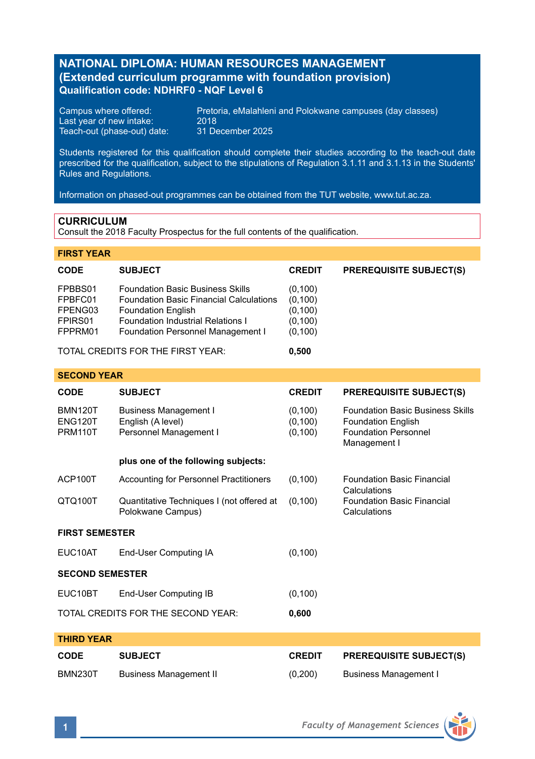# NATIONAL DIPLOMA: HUMAN RESOURCES MANAGEMENT
## (Extended curriculum programme with foundation provision)
**Qualification code: NDHRF0 - NQF Level 6**

| | |
|---|---|
| Campus where offered: | Pretoria, eMalahleni and Polokwane campuses (day classes) |
| Last year of new intake: | 2018 |
| Teach-out (phase-out) date: | 31 December 2025 |

Students registered for this qualification should complete their studies according to the teach-out date prescribed for the qualification, subject to the stipulations of Regulation 3.1.11 and 3.1.13 in the Students' Rules and Regulations.

Information on phased-out programmes can be obtained from the TUT website, www.tut.ac.za.

## CURRICULUM

Consult the 2018 Faculty Prospectus for the full contents of the qualification.

### FIRST YEAR

| CODE | SUBJECT | CREDIT | PREREQUISITE SUBJECT(S) |
|---|---|---|---|
| FPBBS01 | Foundation Basic Business Skills | (0,100) | |
| FPBFC01 | Foundation Basic Financial Calculations | (0,100) | |
| FPENG03 | Foundation English | (0,100) | |
| FPIRS01 | Foundation Industrial Relations I | (0,100) | |
| FPPRM01 | Foundation Personnel Management I | (0,100) | |
| | TOTAL CREDITS FOR THE FIRST YEAR: | **0,500** | |

### SECOND YEAR

| CODE | SUBJECT | CREDIT | PREREQUISITE SUBJECT(S) |
|---|---|---|---|
| BMN120T | Business Management I | (0,100) | Foundation Basic Business Skills |
| ENG120T | English (A level) | (0,100) | Foundation English |
| PRM110T | Personnel Management I | (0,100) | Foundation Personnel Management I |
| | **plus one of the following subjects:** | | |
| ACP100T | Accounting for Personnel Practitioners | (0,100) | Foundation Basic Financial Calculations |
| QTQ100T | Quantitative Techniques I (not offered at Polokwane Campus) | (0,100) | Foundation Basic Financial Calculations |
| **FIRST SEMESTER** | | | |
| EUC10AT | End-User Computing IA | (0,100) | |
| **SECOND SEMESTER** | | | |
| EUC10BT | End-User Computing IB | (0,100) | |
| | TOTAL CREDITS FOR THE SECOND YEAR: | **0,600** | |

### THIRD YEAR

| CODE | SUBJECT | CREDIT | PREREQUISITE SUBJECT(S) |
|---|---|---|---|
| BMN230T | Business Management II | (0,200) | Business Management I |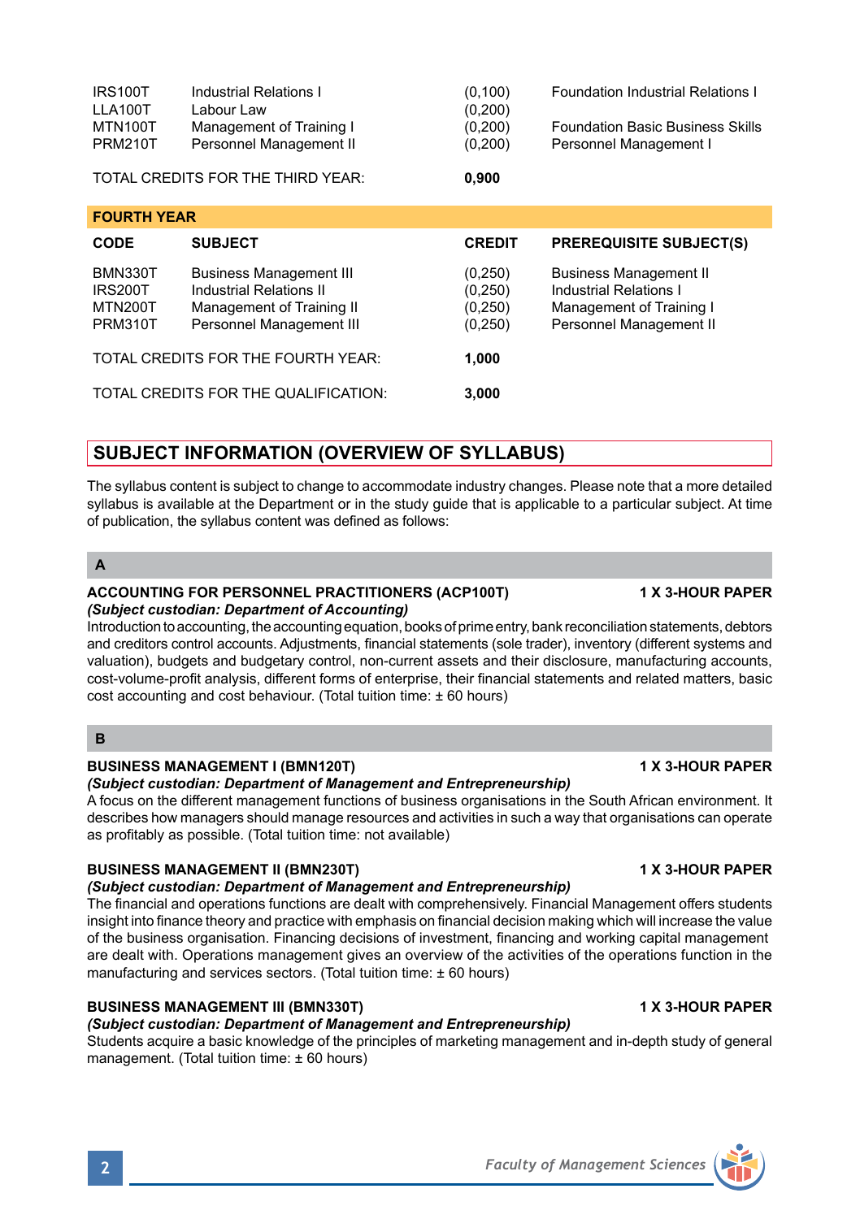| | | | |
|---|---|---|---|
| IRS100T | Industrial Relations I | (0,100) | Foundation Industrial Relations I |
| LLA100T | Labour Law | (0,200) | |
| MTN100T | Management of Training I | (0,200) | Foundation Basic Business Skills |
| PRM210T | Personnel Management II | (0,200) | Personnel Management I |

TOTAL CREDITS FOR THE THIRD YEAR: **0,900**

**FOURTH YEAR**

| CODE | SUBJECT | CREDIT | PREREQUISITE SUBJECT(S) |
|---|---|---|---|
| BMN330T | Business Management III | (0,250) | Business Management II |
| IRS200T | Industrial Relations II | (0,250) | Industrial Relations I |
| MTN200T | Management of Training II | (0,250) | Management of Training I |
| PRM310T | Personnel Management III | (0,250) | Personnel Management II |

TOTAL CREDITS FOR THE FOURTH YEAR: **1,000**

TOTAL CREDITS FOR THE QUALIFICATION: **3,000**

## SUBJECT INFORMATION (OVERVIEW OF SYLLABUS)

The syllabus content is subject to change to accommodate industry changes. Please note that a more detailed syllabus is available at the Department or in the study guide that is applicable to a particular subject. At time of publication, the syllabus content was defined as follows:

### A

**ACCOUNTING FOR PERSONNEL PRACTITIONERS (ACP100T) — 1 X 3-HOUR PAPER**
***(Subject custodian: Department of Accounting)***
Introduction to accounting, the accounting equation, books of prime entry, bank reconciliation statements, debtors and creditors control accounts. Adjustments, financial statements (sole trader), inventory (different systems and valuation), budgets and budgetary control, non-current assets and their disclosure, manufacturing accounts, cost-volume-profit analysis, different forms of enterprise, their financial statements and related matters, basic cost accounting and cost behaviour. (Total tuition time: ± 60 hours)

### B

**BUSINESS MANAGEMENT I (BMN120T) — 1 X 3-HOUR PAPER**
***(Subject custodian: Department of Management and Entrepreneurship)***
A focus on the different management functions of business organisations in the South African environment. It describes how managers should manage resources and activities in such a way that organisations can operate as profitably as possible. (Total tuition time: not available)

**BUSINESS MANAGEMENT II (BMN230T) — 1 X 3-HOUR PAPER**
***(Subject custodian: Department of Management and Entrepreneurship)***
The financial and operations functions are dealt with comprehensively. Financial Management offers students insight into finance theory and practice with emphasis on financial decision making which will increase the value of the business organisation. Financing decisions of investment, financing and working capital management are dealt with. Operations management gives an overview of the activities of the operations function in the manufacturing and services sectors. (Total tuition time: ± 60 hours)

**BUSINESS MANAGEMENT III (BMN330T) — 1 X 3-HOUR PAPER**
***(Subject custodian: Department of Management and Entrepreneurship)***
Students acquire a basic knowledge of the principles of marketing management and in-depth study of general management. (Total tuition time: ± 60 hours)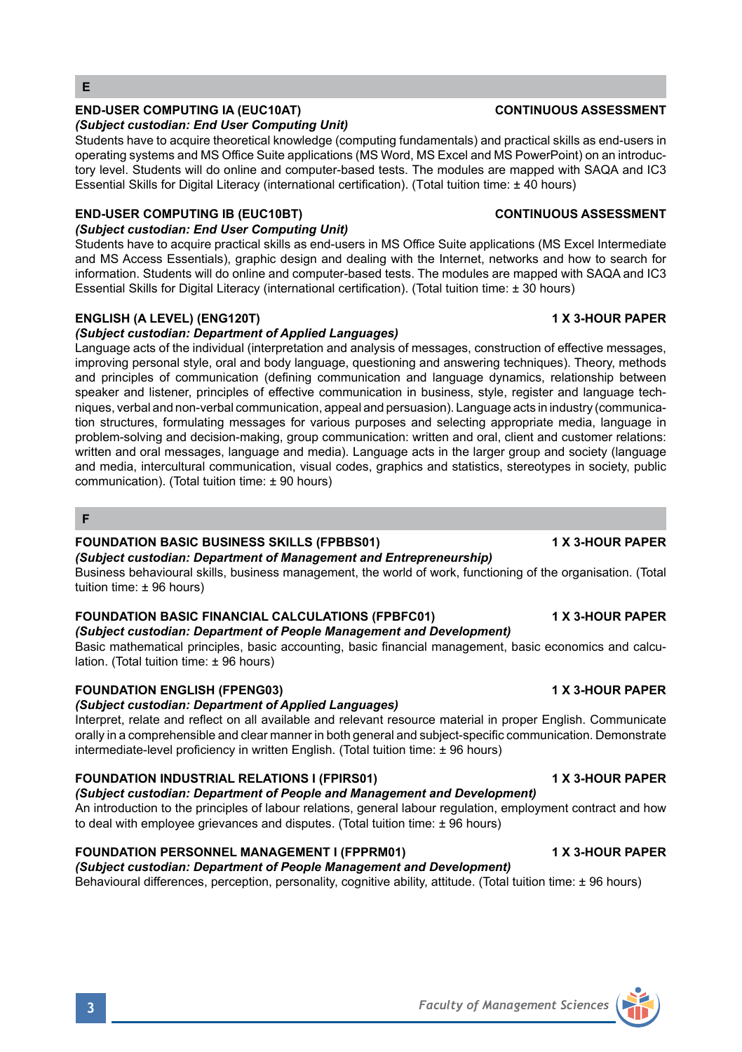## E

### END-USER COMPUTING IA (EUC10AT) — CONTINUOUS ASSESSMENT

*(Subject custodian: End User Computing Unit)*

Students have to acquire theoretical knowledge (computing fundamentals) and practical skills as end-users in operating systems and MS Office Suite applications (MS Word, MS Excel and MS PowerPoint) on an introductory level. Students will do online and computer-based tests. The modules are mapped with SAQA and IC3 Essential Skills for Digital Literacy (international certification). (Total tuition time: ± 40 hours)

### END-USER COMPUTING IB (EUC10BT) — CONTINUOUS ASSESSMENT

*(Subject custodian: End User Computing Unit)*

Students have to acquire practical skills as end-users in MS Office Suite applications (MS Excel Intermediate and MS Access Essentials), graphic design and dealing with the Internet, networks and how to search for information. Students will do online and computer-based tests. The modules are mapped with SAQA and IC3 Essential Skills for Digital Literacy (international certification). (Total tuition time: ± 30 hours)

### ENGLISH (A LEVEL) (ENG120T) — 1 X 3-HOUR PAPER

*(Subject custodian: Department of Applied Languages)*

Language acts of the individual (interpretation and analysis of messages, construction of effective messages, improving personal style, oral and body language, questioning and answering techniques). Theory, methods and principles of communication (defining communication and language dynamics, relationship between speaker and listener, principles of effective communication in business, style, register and language techniques, verbal and non-verbal communication, appeal and persuasion). Language acts in industry (communication structures, formulating messages for various purposes and selecting appropriate media, language in problem-solving and decision-making, group communication: written and oral, client and customer relations: written and oral messages, language and media). Language acts in the larger group and society (language and media, intercultural communication, visual codes, graphics and statistics, stereotypes in society, public communication). (Total tuition time: ± 90 hours)

## F

### FOUNDATION BASIC BUSINESS SKILLS (FPBBS01) — 1 X 3-HOUR PAPER

*(Subject custodian: Department of Management and Entrepreneurship)*

Business behavioural skills, business management, the world of work, functioning of the organisation. (Total tuition time: ± 96 hours)

### FOUNDATION BASIC FINANCIAL CALCULATIONS (FPBFC01) — 1 X 3-HOUR PAPER

*(Subject custodian: Department of People Management and Development)*

Basic mathematical principles, basic accounting, basic financial management, basic economics and calculation. (Total tuition time: ± 96 hours)

### FOUNDATION ENGLISH (FPENG03) — 1 X 3-HOUR PAPER

*(Subject custodian: Department of Applied Languages)*

Interpret, relate and reflect on all available and relevant resource material in proper English. Communicate orally in a comprehensible and clear manner in both general and subject-specific communication. Demonstrate intermediate-level proficiency in written English. (Total tuition time: ± 96 hours)

### FOUNDATION INDUSTRIAL RELATIONS I (FPIRS01) — 1 X 3-HOUR PAPER

*(Subject custodian: Department of People and Management and Development)*

An introduction to the principles of labour relations, general labour regulation, employment contract and how to deal with employee grievances and disputes. (Total tuition time: ± 96 hours)

### FOUNDATION PERSONNEL MANAGEMENT I (FPPRM01) — 1 X 3-HOUR PAPER

*(Subject custodian: Department of People Management and Development)*

Behavioural differences, perception, personality, cognitive ability, attitude. (Total tuition time: ± 96 hours)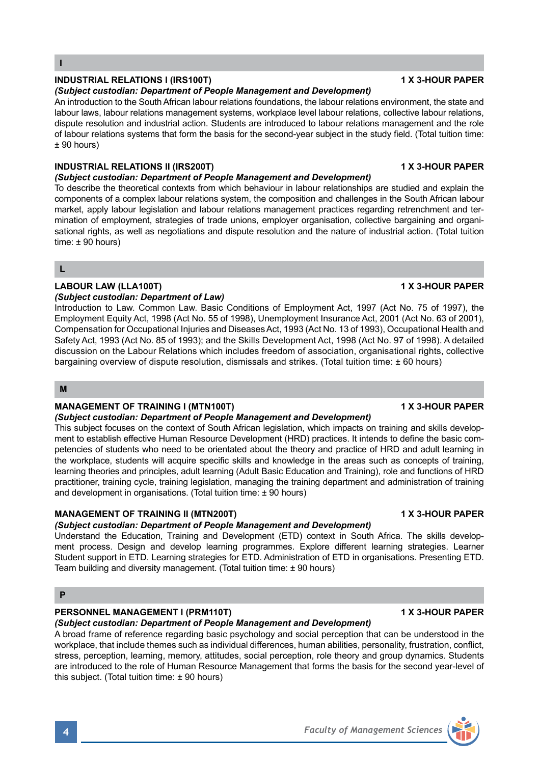## I

### INDUSTRIAL RELATIONS I (IRS100T) — 1 X 3-HOUR PAPER

***(Subject custodian: Department of People Management and Development)***

An introduction to the South African labour relations foundations, the labour relations environment, the state and labour laws, labour relations management systems, workplace level labour relations, collective labour relations, dispute resolution and industrial action. Students are introduced to labour relations management and the role of labour relations systems that form the basis for the second-year subject in the study field. (Total tuition time: ± 90 hours)

### INDUSTRIAL RELATIONS II (IRS200T) — 1 X 3-HOUR PAPER

***(Subject custodian: Department of People Management and Development)***

To describe the theoretical contexts from which behaviour in labour relationships are studied and explain the components of a complex labour relations system, the composition and challenges in the South African labour market, apply labour legislation and labour relations management practices regarding retrenchment and termination of employment, strategies of trade unions, employer organisation, collective bargaining and organisational rights, as well as negotiations and dispute resolution and the nature of industrial action. (Total tuition time: ± 90 hours)

## L

### LABOUR LAW (LLA100T) — 1 X 3-HOUR PAPER

***(Subject custodian: Department of Law)***

Introduction to Law. Common Law. Basic Conditions of Employment Act, 1997 (Act No. 75 of 1997), the Employment Equity Act, 1998 (Act No. 55 of 1998), Unemployment Insurance Act, 2001 (Act No. 63 of 2001), Compensation for Occupational Injuries and Diseases Act, 1993 (Act No. 13 of 1993), Occupational Health and Safety Act, 1993 (Act No. 85 of 1993); and the Skills Development Act, 1998 (Act No. 97 of 1998). A detailed discussion on the Labour Relations which includes freedom of association, organisational rights, collective bargaining overview of dispute resolution, dismissals and strikes. (Total tuition time: ± 60 hours)

## M

### MANAGEMENT OF TRAINING I (MTN100T) — 1 X 3-HOUR PAPER

***(Subject custodian: Department of People Management and Development)***

This subject focuses on the context of South African legislation, which impacts on training and skills development to establish effective Human Resource Development (HRD) practices. It intends to define the basic competencies of students who need to be orientated about the theory and practice of HRD and adult learning in the workplace, students will acquire specific skills and knowledge in the areas such as concepts of training, learning theories and principles, adult learning (Adult Basic Education and Training), role and functions of HRD practitioner, training cycle, training legislation, managing the training department and administration of training and development in organisations. (Total tuition time: ± 90 hours)

### MANAGEMENT OF TRAINING II (MTN200T) — 1 X 3-HOUR PAPER

***(Subject custodian: Department of People Management and Development)***

Understand the Education, Training and Development (ETD) context in South Africa. The skills development process. Design and develop learning programmes. Explore different learning strategies. Learner Student support in ETD. Learning strategies for ETD. Administration of ETD in organisations. Presenting ETD. Team building and diversity management. (Total tuition time: ± 90 hours)

## P

### PERSONNEL MANAGEMENT I (PRM110T) — 1 X 3-HOUR PAPER

***(Subject custodian: Department of People Management and Development)***

A broad frame of reference regarding basic psychology and social perception that can be understood in the workplace, that include themes such as individual differences, human abilities, personality, frustration, conflict, stress, perception, learning, memory, attitudes, social perception, role theory and group dynamics. Students are introduced to the role of Human Resource Management that forms the basis for the second year-level of this subject. (Total tuition time: ± 90 hours)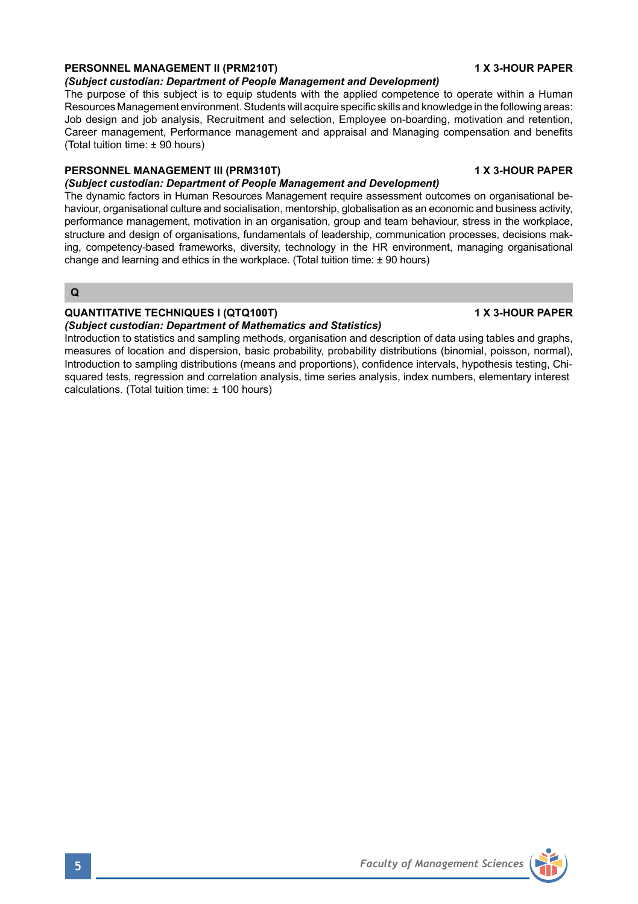**PERSONNEL MANAGEMENT II (PRM210T)** **1 X 3-HOUR PAPER**

***(Subject custodian: Department of People Management and Development)***

The purpose of this subject is to equip students with the applied competence to operate within a Human Resources Management environment. Students will acquire specific skills and knowledge in the following areas: Job design and job analysis, Recruitment and selection, Employee on-boarding, motivation and retention, Career management, Performance management and appraisal and Managing compensation and benefits (Total tuition time: ± 90 hours)

**PERSONNEL MANAGEMENT III (PRM310T)** **1 X 3-HOUR PAPER**

***(Subject custodian: Department of People Management and Development)***

The dynamic factors in Human Resources Management require assessment outcomes on organisational behaviour, organisational culture and socialisation, mentorship, globalisation as an economic and business activity, performance management, motivation in an organisation, group and team behaviour, stress in the workplace, structure and design of organisations, fundamentals of leadership, communication processes, decisions making, competency-based frameworks, diversity, technology in the HR environment, managing organisational change and learning and ethics in the workplace. (Total tuition time: ± 90 hours)

## Q

**QUANTITATIVE TECHNIQUES I (QTQ100T)** **1 X 3-HOUR PAPER**

***(Subject custodian: Department of Mathematics and Statistics)***

Introduction to statistics and sampling methods, organisation and description of data using tables and graphs, measures of location and dispersion, basic probability, probability distributions (binomial, poisson, normal), Introduction to sampling distributions (means and proportions), confidence intervals, hypothesis testing, Chi-squared tests, regression and correlation analysis, time series analysis, index numbers, elementary interest calculations. (Total tuition time: ± 100 hours)